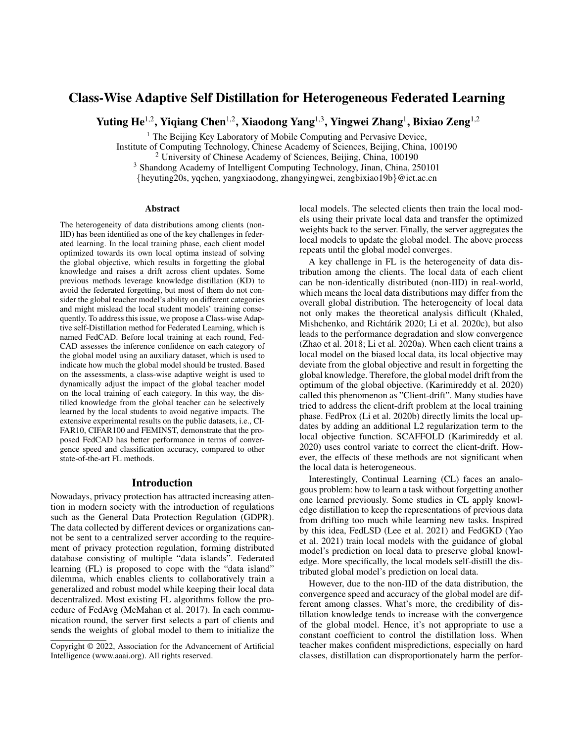# Class-Wise Adaptive Self Distillation for Heterogeneous Federated Learning

**Yuting He[1,2], Yiqiang Chen[1,2], Xiaodong Yang[1,3], Yingwei Zhang[1], Bixiao Zeng[1,2]**

[1] The Beijing Key Laboratory of Mobile Computing and Pervasive Device,
Institute of Computing Technology, Chinese Academy of Sciences, Beijing, China, 100190
[2] University of Chinese Academy of Sciences, Beijing, China, 100190
[3] Shandong Academy of Intelligent Computing Technology, Jinan, China, 250101
{heyuting20s, yqchen, yangxiaodong, zhangyingwei, zengbixiao19b}@ict.ac.cn

## Abstract

The heterogeneity of data distributions among clients (non-IID) has been identified as one of the key challenges in federated learning. In the local training phase, each client model optimized towards its own local optima instead of solving the global objective, which results in forgetting the global knowledge and raises a drift across client updates. Some previous methods leverage knowledge distillation (KD) to avoid the federated forgetting, but most of them do not consider the global teacher model's ability on different categories and might mislead the local student models' training consequently. To address this issue, we propose a Class-wise Adaptive self-Distillation method for Federated Learning, which is named FedCAD. Before local training at each round, FedCAD assesses the inference confidence on each category of the global model using an auxiliary dataset, which is used to indicate how much the global model should be trusted. Based on the assessments, a class-wise adaptive weight is used to dynamically adjust the impact of the global teacher model on the local training of each category. In this way, the distilled knowledge from the global teacher can be selectively learned by the local students to avoid negative impacts. The extensive experimental results on the public datasets, i.e., CIFAR10, CIFAR100 and FEMINST, demonstrate that the proposed FedCAD has better performance in terms of convergence speed and classification accuracy, compared to other state-of-the-art FL methods.

## Introduction

Nowadays, privacy protection has attracted increasing attention in modern society with the introduction of regulations such as the General Data Protection Regulation (GDPR). The data collected by different devices or organizations cannot be sent to a centralized server according to the requirement of privacy protection regulation, forming distributed database consisting of multiple "data islands". Federated learning (FL) is proposed to cope with the "data island" dilemma, which enables clients to collaboratively train a generalized and robust model while keeping their local data decentralized. Most existing FL algorithms follow the procedure of FedAvg (McMahan et al. 2017). In each communication round, the server first selects a part of clients and sends the weights of global model to them to initialize the local models. The selected clients then train the local models using their private local data and transfer the optimized weights back to the server. Finally, the server aggregates the local models to update the global model. The above process repeats until the global model converges.

A key challenge in FL is the heterogeneity of data distribution among the clients. The local data of each client can be non-identically distributed (non-IID) in real-world, which means the local data distributions may differ from the overall global distribution. The heterogeneity of local data not only makes the theoretical analysis difficult (Khaled, Mishchenko, and Richtárik 2020; Li et al. 2020c), but also leads to the performance degradation and slow convergence (Zhao et al. 2018; Li et al. 2020a). When each client trains a local model on the biased local data, its local objective may deviate from the global objective and result in forgetting the global knowledge. Therefore, the global model drift from the optimum of the global objective. (Karimireddy et al. 2020) called this phenomenon as "Client-drift". Many studies have tried to address the client-drift problem at the local training phase. FedProx (Li et al. 2020b) directly limits the local updates by adding an additional L2 regularization term to the local objective function. SCAFFOLD (Karimireddy et al. 2020) uses control variate to correct the client-drift. However, the effects of these methods are not significant when the local data is heterogeneous.

Interestingly, Continual Learning (CL) faces an analogous problem: how to learn a task without forgetting another one learned previously. Some studies in CL apply knowledge distillation to keep the representations of previous data from drifting too much while learning new tasks. Inspired by this idea, FedLSD (Lee et al. 2021) and FedGKD (Yao et al. 2021) train local models with the guidance of global model's prediction on local data to preserve global knowledge. More specifically, the local models self-distill the distributed global model's prediction on local data.

However, due to the non-IID of the data distribution, the convergence speed and accuracy of the global model are different among classes. What's more, the credibility of distillation knowledge tends to increase with the convergence of the global model. Hence, it's not appropriate to use a constant coefficient to control the distillation loss. When teacher makes confident mispredictions, especially on hard classes, distillation can disproportionately harm the perfor-

Copyright © 2022, Association for the Advancement of Artificial Intelligence (www.aaai.org). All rights reserved.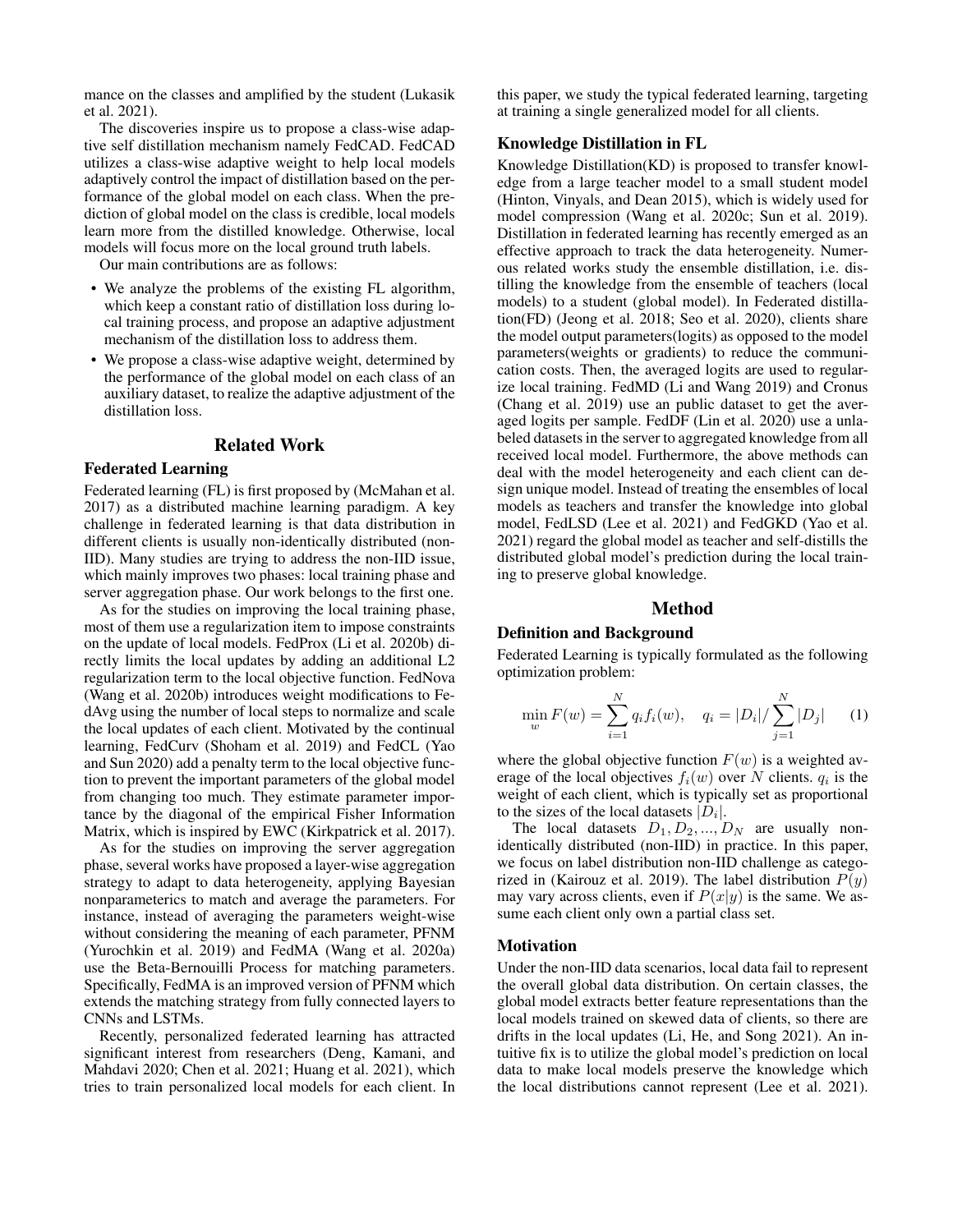mance on the classes and amplified by the student (Lukasik et al. 2021).

The discoveries inspire us to propose a class-wise adaptive self distillation mechanism namely FedCAD. FedCAD utilizes a class-wise adaptive weight to help local models adaptively control the impact of distillation based on the performance of the global model on each class. When the prediction of global model on the class is credible, local models learn more from the distilled knowledge. Otherwise, local models will focus more on the local ground truth labels.

Our main contributions are as follows:

- We analyze the problems of the existing FL algorithm, which keep a constant ratio of distillation loss during local training process, and propose an adaptive adjustment mechanism of the distillation loss to address them.
- We propose a class-wise adaptive weight, determined by the performance of the global model on each class of an auxiliary dataset, to realize the adaptive adjustment of the distillation loss.

## Related Work

### Federated Learning

Federated learning (FL) is first proposed by (McMahan et al. 2017) as a distributed machine learning paradigm. A key challenge in federated learning is that data distribution in different clients is usually non-identically distributed (non-IID). Many studies are trying to address the non-IID issue, which mainly improves two phases: local training phase and server aggregation phase. Our work belongs to the first one.

As for the studies on improving the local training phase, most of them use a regularization item to impose constraints on the update of local models. FedProx (Li et al. 2020b) directly limits the local updates by adding an additional L2 regularization term to the local objective function. FedNova (Wang et al. 2020b) introduces weight modifications to FedAvg using the number of local steps to normalize and scale the local updates of each client. Motivated by the continual learning, FedCurv (Shoham et al. 2019) and FedCL (Yao and Sun 2020) add a penalty term to the local objective function to prevent the important parameters of the global model from changing too much. They estimate parameter importance by the diagonal of the empirical Fisher Information Matrix, which is inspired by EWC (Kirkpatrick et al. 2017).

As for the studies on improving the server aggregation phase, several works have proposed a layer-wise aggregation strategy to adapt to data heterogeneity, applying Bayesian nonparameterics to match and average the parameters. For instance, instead of averaging the parameters weight-wise without considering the meaning of each parameter, PFNM (Yurochkin et al. 2019) and FedMA (Wang et al. 2020a) use the Beta-Bernouilli Process for matching parameters. Specifically, FedMA is an improved version of PFNM which extends the matching strategy from fully connected layers to CNNs and LSTMs.

Recently, personalized federated learning has attracted significant interest from researchers (Deng, Kamani, and Mahdavi 2020; Chen et al. 2021; Huang et al. 2021), which tries to train personalized local models for each client. In this paper, we study the typical federated learning, targeting at training a single generalized model for all clients.

### Knowledge Distillation in FL

Knowledge Distillation(KD) is proposed to transfer knowledge from a large teacher model to a small student model (Hinton, Vinyals, and Dean 2015), which is widely used for model compression (Wang et al. 2020c; Sun et al. 2019). Distillation in federated learning has recently emerged as an effective approach to track the data heterogeneity. Numerous related works study the ensemble distillation, i.e. distilling the knowledge from the ensemble of teachers (local models) to a student (global model). In Federated distillation(FD) (Jeong et al. 2018; Seo et al. 2020), clients share the model output parameters(logits) as opposed to the model parameters(weights or gradients) to reduce the communication costs. Then, the averaged logits are used to regularize local training. FedMD (Li and Wang 2019) and Cronus (Chang et al. 2019) use an public dataset to get the averaged logits per sample. FedDF (Lin et al. 2020) use a unlabeled datasets in the server to aggregated knowledge from all received local model. Furthermore, the above methods can deal with the model heterogeneity and each client can design unique model. Instead of treating the ensembles of local models as teachers and transfer the knowledge into global model, FedLSD (Lee et al. 2021) and FedGKD (Yao et al. 2021) regard the global model as teacher and self-distills the distributed global model's prediction during the local training to preserve global knowledge.

## Method

### Definition and Background

Federated Learning is typically formulated as the following optimization problem:

$$\min_{w} F(w) = \sum_{i=1}^{N} q_i f_i(w), \quad q_i = |D_i| / \sum_{j=1}^{N} |D_j| \qquad (1)$$

where the global objective function $F(w)$ is a weighted average of the local objectives $f_i(w)$ over $N$ clients. $q_i$ is the weight of each client, which is typically set as proportional to the sizes of the local datasets $|D_i|$.

The local datasets $D_1, D_2, ..., D_N$ are usually non-identically distributed (non-IID) in practice. In this paper, we focus on label distribution non-IID challenge as categorized in (Kairouz et al. 2019). The label distribution $P(y)$ may vary across clients, even if $P(x|y)$ is the same. We assume each client only own a partial class set.

### Motivation

Under the non-IID data scenarios, local data fail to represent the overall global data distribution. On certain classes, the global model extracts better feature representations than the local models trained on skewed data of clients, so there are drifts in the local updates (Li, He, and Song 2021). An intuitive fix is to utilize the global model's prediction on local data to make local models preserve the knowledge which the local distributions cannot represent (Lee et al. 2021).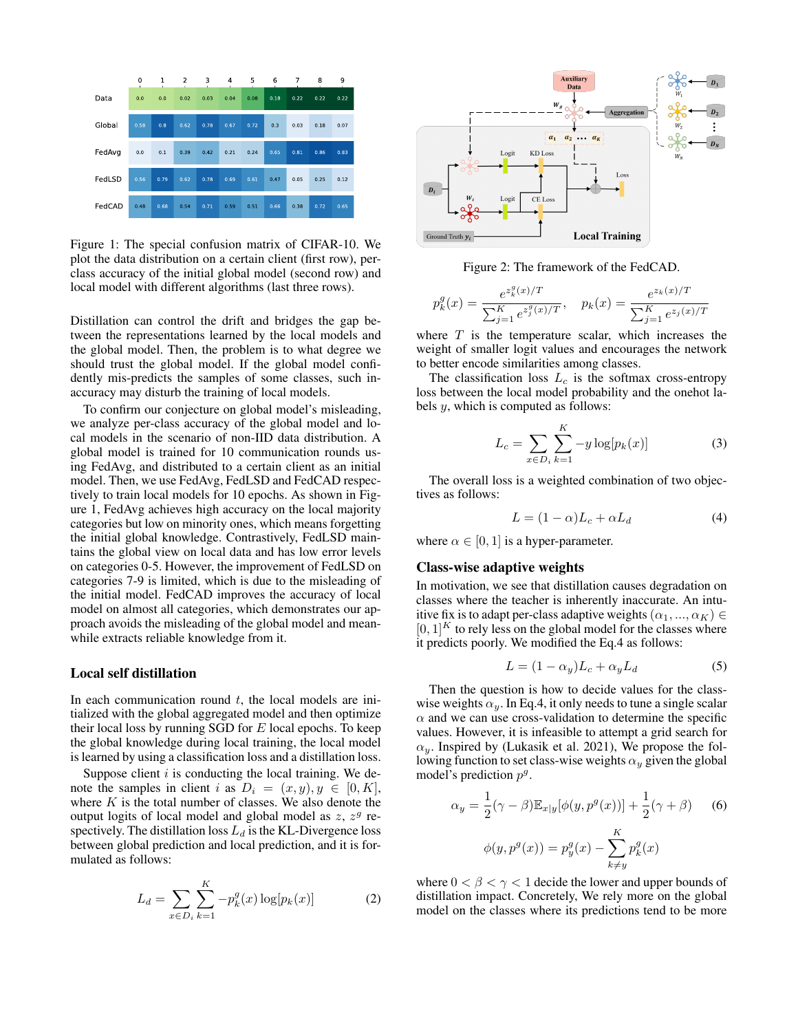0 1 2 3 4 5 6 7 8 9

Data 0.0 0.0 0.02 0.03 0.04 0.08 0.18 0.22 0.22 0.22

Global 0.58 0.8 0.62 0.78 0.67 0.72 0.3 0.03 0.18 0.07

FedAvg 0.0 0.1 0.39 0.42 0.21 0.24 0.65 0.81 0.86 0.83

FedLSD 0.56 0.79 0.62 0.78 0.69 0.61 0.47 0.05 0.25 0.12

FedCAD 0.48 0.68 0.54 0.71 0.59 0.51 0.66 0.38 0.72 0.65

Figure 1: The special confusion matrix of CIFAR-10. We plot the data distribution on a certain client (first row), per-class accuracy of the initial global model (second row) and local model with different algorithms (last three rows).

Distillation can control the drift and bridges the gap between the representations learned by the local models and the global model. Then, the problem is to what degree we should trust the global model. If the global model confidently mis-predicts the samples of some classes, such inaccuracy may disturb the training of local models.

To confirm our conjecture on global model's misleading, we analyze per-class accuracy of the global model and local models in the scenario of non-IID data distribution. A global model is trained for 10 communication rounds using FedAvg, and distributed to a certain client as an initial model. Then, we use FedAvg, FedLSD and FedCAD respectively to train local models for 10 epochs. As shown in Figure 1, FedAvg achieves high accuracy on the local majority categories but low on minority ones, which means forgetting the initial global knowledge. Contrastively, FedLSD maintains the global view on local data and has low error levels on categories 0-5. However, the improvement of FedLSD on categories 7-9 is limited, which is due to the misleading of the initial model. FedCAD improves the accuracy of local model on almost all categories, which demonstrates our approach avoids the misleading of the global model and meanwhile extracts reliable knowledge from it.

## Local self distillation

In each communication round $t$, the local models are initialized with the global aggregated model and then optimize their local loss by running SGD for $E$ local epochs. To keep the global knowledge during local training, the local model is learned by using a classification loss and a distillation loss.

Suppose client $i$ is conducting the local training. We denote the samples in client $i$ as $D_i = (x, y), y \in [0, K]$, where $K$ is the total number of classes. We also denote the output logits of local model and global model as $z$, $z^g$ respectively. The distillation loss $L_d$ is the KL-Divergence loss between global prediction and local prediction, and it is formulated as follows:

$$L_d = \sum_{x \in D_i} \sum_{k=1}^{K} -p_k^g(x) \log[p_k(x)] \tag{2}$$

Auxiliary Data

$W_g$

Aggregation

$W_1$ $W_2$ $W_N$

$D_1$ $D_2$ $D_N$

$\alpha_1$ $\alpha_2$ … $\alpha_K$

Logit

KD Loss

Loss

$D_i$

$W_i$

Logit

CE Loss

Ground Truth $y_i$

Local Training

Figure 2: The framework of the FedCAD.

$$p_k^g(x) = \frac{e^{z_k^g(x)/T}}{\sum_{j=1}^{K} e^{z_j^g(x)/T}}, \quad p_k(x) = \frac{e^{z_k(x)/T}}{\sum_{j=1}^{K} e^{z_j(x)/T}}$$

where $T$ is the temperature scalar, which increases the weight of smaller logit values and encourages the network to better encode similarities among classes.

The classification loss $L_c$ is the softmax cross-entropy loss between the local model probability and the onehot labels $y$, which is computed as follows:

$$L_c = \sum_{x \in D_i} \sum_{k=1}^{K} -y \log[p_k(x)] \tag{3}$$

The overall loss is a weighted combination of two objectives as follows:

$$L = (1 - \alpha) L_c + \alpha L_d \tag{4}$$

where $\alpha \in [0, 1]$ is a hyper-parameter.

## Class-wise adaptive weights

In motivation, we see that distillation causes degradation on classes where the teacher is inherently inaccurate. An intuitive fix is to adapt per-class adaptive weights $(\alpha_1, ..., \alpha_K) \in [0, 1]^K$ to rely less on the global model for the classes where it predicts poorly. We modified the Eq.4 as follows:

$$L = (1 - \alpha_y) L_c + \alpha_y L_d \tag{5}$$

Then the question is how to decide values for the class-wise weights $\alpha_y$. In Eq.4, it only needs to tune a single scalar $\alpha$ and we can use cross-validation to determine the specific values. However, it is infeasible to attempt a grid search for $\alpha_y$. Inspired by (Lukasik et al. 2021), We propose the following function to set class-wise weights $\alpha_y$ given the global model's prediction $p^g$.

$$\alpha_y = \frac{1}{2}(\gamma - \beta) \mathbb{E}_{x|y}[\phi(y, p^g(x))] + \frac{1}{2}(\gamma + \beta) \tag{6}$$

$$\phi(y, p^g(x)) = p_y^g(x) - \sum_{k \neq y}^{K} p_k^g(x)$$

where $0 < \beta < \gamma < 1$ decide the lower and upper bounds of distillation impact. Concretely, We rely more on the global model on the classes where its predictions tend to be more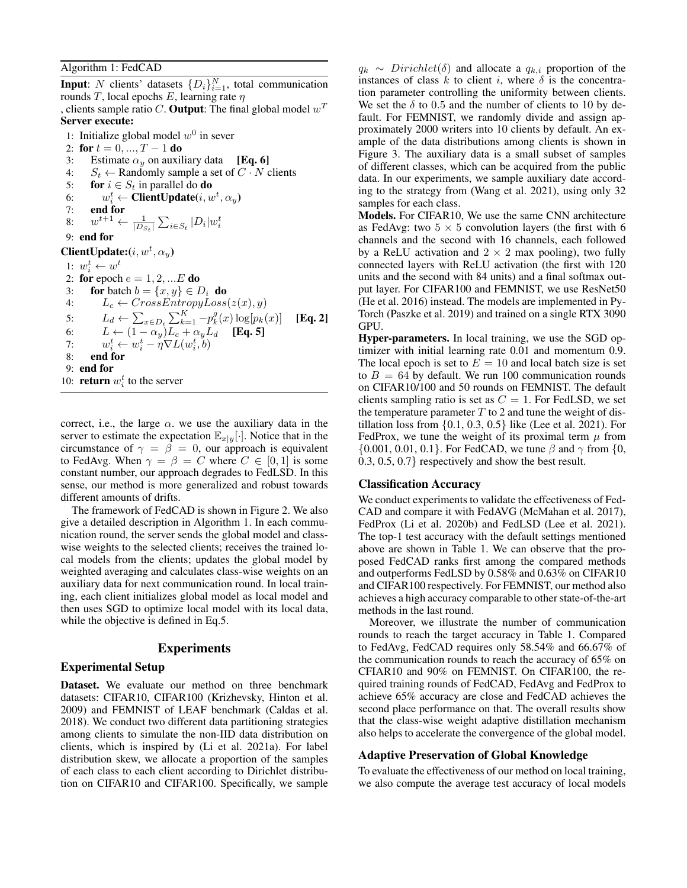Algorithm 1: FedCAD

**Input**: $N$ clients' datasets $\{D_i\}_{i=1}^{N}$, total communication rounds $T$, local epochs $E$, learning rate $\eta$

, clients sample ratio $C$. **Output**: The final global model $w^T$

**Server execute:**

1: Initialize global model $w^0$ in sever
2: **for** $t = 0, ..., T-1$ **do**
3: Estimate $\alpha_y$ on auxiliary data **[Eq. 6]**
4: $S_t \leftarrow$ Randomly sample a set of $C \cdot N$ clients
5: **for** $i \in S_t$ in parallel do **do**
6: $w_i^t \leftarrow$ **ClientUpdate(**$i, w^t, \alpha_y$**)**
7: **end for**
8: $w^{t+1} \leftarrow \frac{1}{|D_{S_t}|} \sum_{i \in S_t} |D_i| w_i^t$
9: **end for**

**ClientUpdate:(**$i, w^t, \alpha_y$**)**

1: $w_i^t \leftarrow w^t$
2: **for** epoch $e = 1, 2, ...E$ **do**
3: **for** batch $b = \{x, y\} \in D_i$ **do**
4: $L_c \leftarrow CrossEntropyLoss(z(x), y)$
5: $L_d \leftarrow \sum_{x \in D_i} \sum_{k=1}^{K} -p_k^g(x) \log[p_k(x)]$ **[Eq. 2]**
6: $L \leftarrow (1 - \alpha_y) L_c + \alpha_y L_d$ **[Eq. 5]**
7: $w_i^t \leftarrow w_i^t - \eta \nabla L(w_i^t, b)$
8: **end for**
9: **end for**
10: **return** $w_i^t$ to the server

correct, i.e., the large $\alpha$. we use the auxiliary data in the server to estimate the expectation $\mathbb{E}_{x|y}[\cdot]$. Notice that in the circumstance of $\gamma = \beta = 0$, our approach is equivalent to FedAvg. When $\gamma = \beta = C$ where $C \in [0, 1]$ is some constant number, our approach degrades to FedLSD. In this sense, our method is more generalized and robust towards different amounts of drifts.

The framework of FedCAD is shown in Figure 2. We also give a detailed description in Algorithm 1. In each communication round, the server sends the global model and class-wise weights to the selected clients; receives the trained local models from the clients; updates the global model by weighted averaging and calculates class-wise weights on an auxiliary data for next communication round. In local training, each client initializes global model as local model and then uses SGD to optimize local model with its local data, while the objective is defined in Eq.5.

## Experiments

### Experimental Setup

**Dataset.** We evaluate our method on three benchmark datasets: CIFAR10, CIFAR100 (Krizhevsky, Hinton et al. 2009) and FEMNIST of LEAF benchmark (Caldas et al. 2018). We conduct two different data partitioning strategies among clients to simulate the non-IID data distribution on clients, which is inspired by (Li et al. 2021a). For label distribution skew, we allocate a proportion of the samples of each class to each client according to Dirichlet distribution on CIFAR10 and CIFAR100. Specifically, we sample $q_k \sim Dirichlet(\delta)$ and allocate a $q_{k,i}$ proportion of the instances of class $k$ to client $i$, where $\delta$ is the concentration parameter controlling the uniformity between clients. We set the $\delta$ to 0.5 and the number of clients to 10 by default. For FEMNIST, we randomly divide and assign approximately 2000 writers into 10 clients by default. An example of the data distributions among clients is shown in Figure 3. The auxiliary data is a small subset of samples of different classes, which can be acquired from the public data. In our experiments, we sample auxiliary date according to the strategy from (Wang et al. 2021), using only 32 samples for each class.

**Models.** For CIFAR10, We use the same CNN architecture as FedAvg: two $5 \times 5$ convolution layers (the first with 6 channels and the second with 16 channels, each followed by a ReLU activation and $2 \times 2$ max pooling), two fully connected layers with ReLU activation (the first with 120 units and the second with 84 units) and a final softmax output layer. For CIFAR100 and FEMNIST, we use ResNet50 (He et al. 2016) instead. The models are implemented in PyTorch (Paszke et al. 2019) and trained on a single RTX 3090 GPU.

**Hyper-parameters.** In local training, we use the SGD optimizer with initial learning rate 0.01 and momentum 0.9. The local epoch is set to $E = 10$ and local batch size is set to $B = 64$ by default. We run 100 communication rounds on CIFAR10/100 and 50 rounds on FEMNIST. The default clients sampling ratio is set as $C = 1$. For FedLSD, we set the temperature parameter $T$ to 2 and tune the weight of distillation loss from $\{0.1, 0.3, 0.5\}$ like (Lee et al. 2021). For FedProx, we tune the weight of its proximal term $\mu$ from $\{0.001, 0.01, 0.1\}$. For FedCAD, we tune $\beta$ and $\gamma$ from $\{0, 0.3, 0.5, 0.7\}$ respectively and show the best result.

### Classification Accuracy

We conduct experiments to validate the effectiveness of FedCAD and compare it with FedAVG (McMahan et al. 2017), FedProx (Li et al. 2020b) and FedLSD (Lee et al. 2021). The top-1 test accuracy with the default settings mentioned above are shown in Table 1. We can observe that the proposed FedCAD ranks first among the compared methods and outperforms FedLSD by 0.58% and 0.63% on CIFAR10 and CIFAR100 respectively. For FEMNIST, our method also achieves a high accuracy comparable to other state-of-the-art methods in the last round.

Moreover, we illustrate the number of communication rounds to reach the target accuracy in Table 1. Compared to FedAvg, FedCAD requires only 58.54% and 66.67% of the communication rounds to reach the accuracy of 65% on CFIAR10 and 90% on FEMNIST. On CIFAR100, the required training rounds of FedCAD, FedAvg and FedProx to achieve 65% accuracy are close and FedCAD achieves the second place performance on that. The overall results show that the class-wise weight adaptive distillation mechanism also helps to accelerate the convergence of the global model.

### Adaptive Preservation of Global Knowledge

To evaluate the effectiveness of our method on local training, we also compute the average test accuracy of local models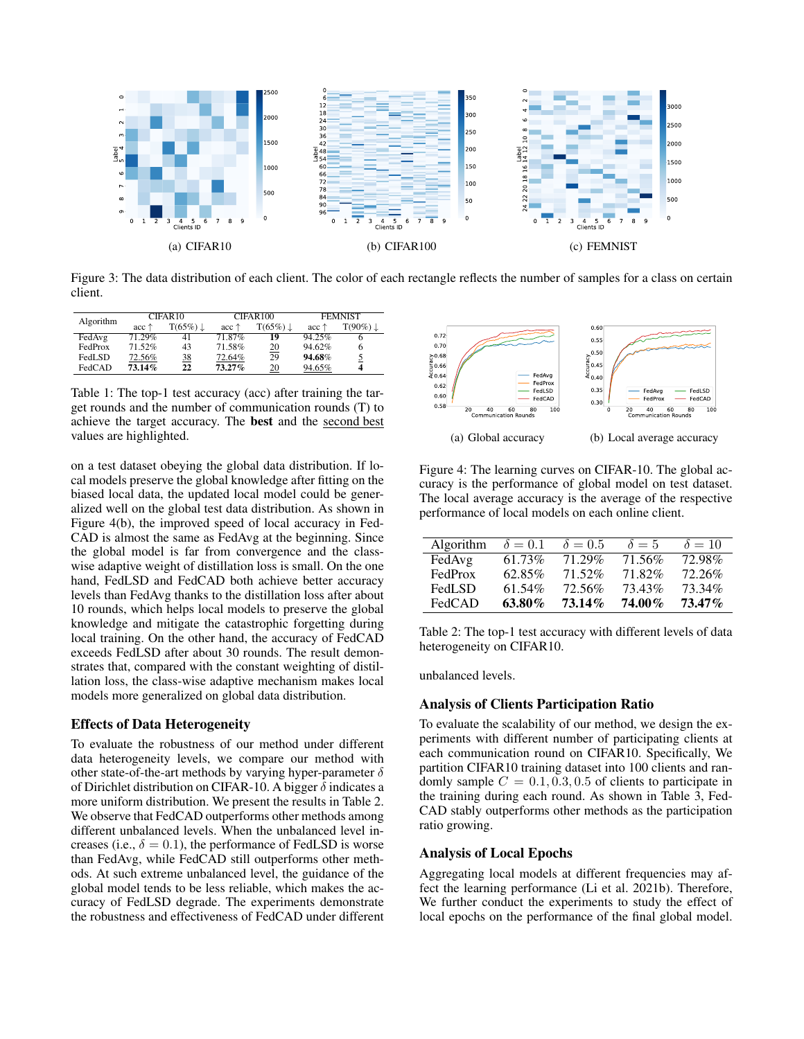(a) CIFAR10

(b) CIFAR100

(c) FEMNIST

Figure 3: The data distribution of each client. The color of each rectangle reflects the number of samples for a class on certain client.

| Algorithm | CIFAR10 | | CIFAR100 | | FEMNIST | |
|---|---|---|---|---|---|---|
| | acc ↑ | T(65%) ↓ | acc ↑ | T(65%) ↓ | acc ↑ | T(90%) ↓ |
| FedAvg | 71.29% | 41 | 71.87% | **19** | 94.25% | 6 |
| FedProx | 71.52% | 43 | 71.58% | 20 | 94.62% | 6 |
| FedLSD | 72.56% | 38 | 72.64% | 29 | **94.68%** | 5 |
| FedCAD | **73.14%** | **22** | **73.27%** | 20 | 94.65% | **4** |

Table 1: The top-1 test accuracy (acc) after training the target rounds and the number of communication rounds (T) to achieve the target accuracy. The **best** and the second best values are highlighted.

on a test dataset obeying the global data distribution. If local models preserve the global knowledge after fitting on the biased local data, the updated local model could be generalized well on the global test data distribution. As shown in Figure 4(b), the improved speed of local accuracy in FedCAD is almost the same as FedAvg at the beginning. Since the global model is far from convergence and the class-wise adaptive weight of distillation loss is small. On the one hand, FedLSD and FedCAD both achieve better accuracy levels than FedAvg thanks to the distillation loss after about 10 rounds, which helps local models to preserve the global knowledge and mitigate the catastrophic forgetting during local training. On the other hand, the accuracy of FedCAD exceeds FedLSD after about 30 rounds. The result demonstrates that, compared with the constant weighting of distillation loss, the class-wise adaptive mechanism makes local models more generalized on global data distribution.

## Effects of Data Heterogeneity

To evaluate the robustness of our method under different data heterogeneity levels, we compare our method with other state-of-the-art methods by varying hyper-parameter $\delta$ of Dirichlet distribution on CIFAR-10. A bigger $\delta$ indicates a more uniform distribution. We present the results in Table 2. We observe that FedCAD outperforms other methods among different unbalanced levels. When the unbalanced level increases (i.e., $\delta = 0.1$), the performance of FedLSD is worse than FedAvg, while FedCAD still outperforms other methods. At such extreme unbalanced level, the guidance of the global model tends to be less reliable, which makes the accuracy of FedLSD degrade. The experiments demonstrate the robustness and effectiveness of FedCAD under different unbalanced levels.

(a) Global accuracy

(b) Local average accuracy

Figure 4: The learning curves on CIFAR-10. The global accuracy is the performance of global model on test dataset. The local average accuracy is the average of the respective performance of local models on each online client.

| Algorithm | $\delta = 0.1$ | $\delta = 0.5$ | $\delta = 5$ | $\delta = 10$ |
|---|---|---|---|---|
| FedAvg | 61.73% | 71.29% | 71.56% | 72.98% |
| FedProx | 62.85% | 71.52% | 71.82% | 72.26% |
| FedLSD | 61.54% | 72.56% | 73.43% | 73.34% |
| FedCAD | **63.80%** | **73.14%** | **74.00%** | **73.47%** |

Table 2: The top-1 test accuracy with different levels of data heterogeneity on CIFAR10.

## Analysis of Clients Participation Ratio

To evaluate the scalability of our method, we design the experiments with different number of participating clients at each communication round on CIFAR10. Specifically, We partition CIFAR10 training dataset into 100 clients and randomly sample $C = 0.1, 0.3, 0.5$ of clients to participate in the training during each round. As shown in Table 3, FedCAD stably outperforms other methods as the participation ratio growing.

## Analysis of Local Epochs

Aggregating local models at different frequencies may affect the learning performance (Li et al. 2021b). Therefore, We further conduct the experiments to study the effect of local epochs on the performance of the final global model.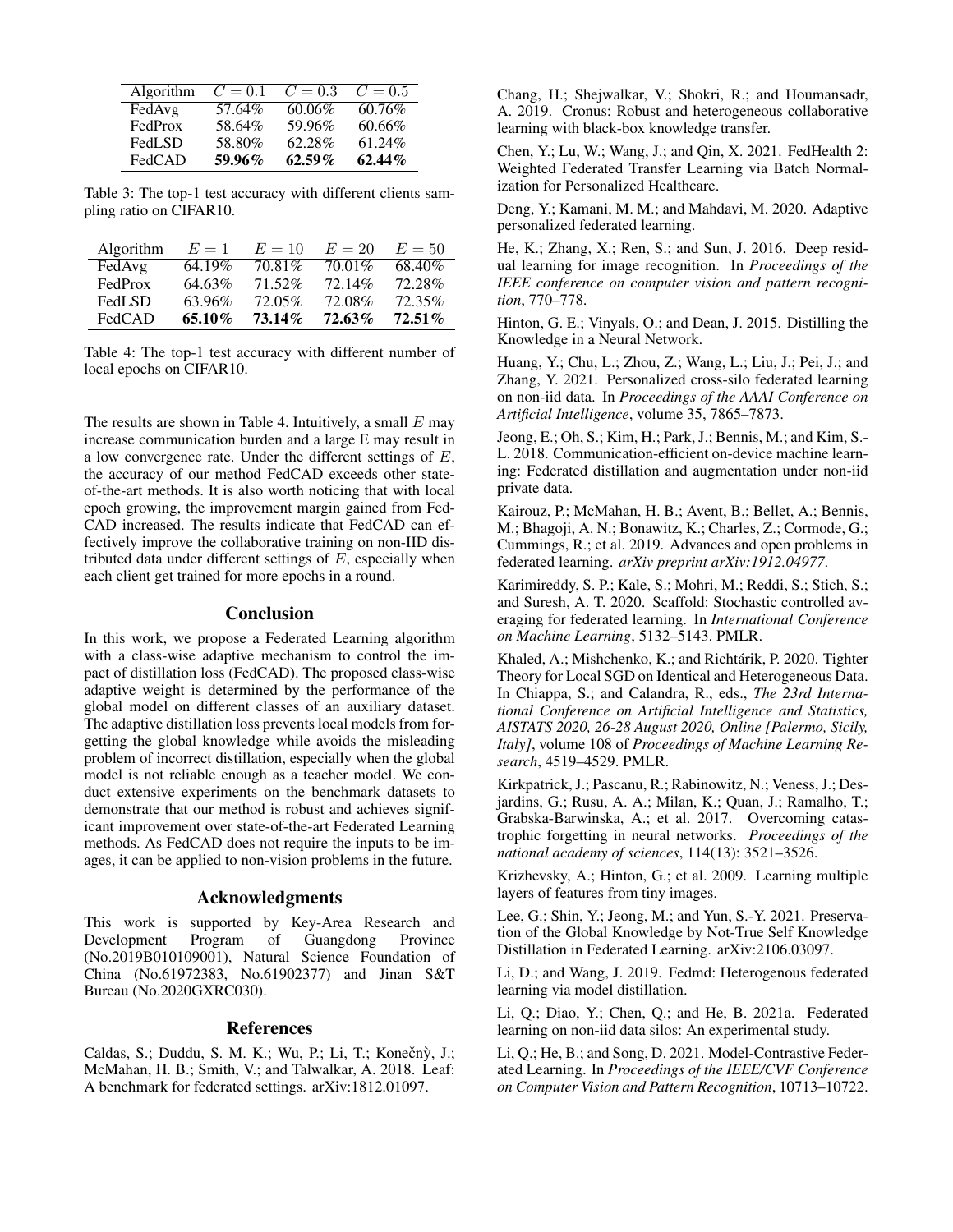| Algorithm | $C = 0.1$ | $C = 0.3$ | $C = 0.5$ |
|---|---|---|---|
| FedAvg | 57.64% | 60.06% | 60.76% |
| FedProx | 58.64% | 59.96% | 60.66% |
| FedLSD | 58.80% | 62.28% | 61.24% |
| FedCAD | **59.96%** | **62.59%** | **62.44%** |

Table 3: The top-1 test accuracy with different clients sampling ratio on CIFAR10.

| Algorithm | $E = 1$ | $E = 10$ | $E = 20$ | $E = 50$ |
|---|---|---|---|---|
| FedAvg | 64.19% | 70.81% | 70.01% | 68.40% |
| FedProx | 64.63% | 71.52% | 72.14% | 72.28% |
| FedLSD | 63.96% | 72.05% | 72.08% | 72.35% |
| FedCAD | **65.10%** | **73.14%** | **72.63%** | **72.51%** |

Table 4: The top-1 test accuracy with different number of local epochs on CIFAR10.

The results are shown in Table 4. Intuitively, a small $E$ may increase communication burden and a large E may result in a low convergence rate. Under the different settings of $E$, the accuracy of our method FedCAD exceeds other state-of-the-art methods. It is also worth noticing that with local epoch growing, the improvement margin gained from FedCAD increased. The results indicate that FedCAD can effectively improve the collaborative training on non-IID distributed data under different settings of $E$, especially when each client get trained for more epochs in a round.

## Conclusion

In this work, we propose a Federated Learning algorithm with a class-wise adaptive mechanism to control the impact of distillation loss (FedCAD). The proposed class-wise adaptive weight is determined by the performance of the global model on different classes of an auxiliary dataset. The adaptive distillation loss prevents local models from forgetting the global knowledge while avoids the misleading problem of incorrect distillation, especially when the global model is not reliable enough as a teacher model. We conduct extensive experiments on the benchmark datasets to demonstrate that our method is robust and achieves significant improvement over state-of-the-art Federated Learning methods. As FedCAD does not require the inputs to be images, it can be applied to non-vision problems in the future.

## Acknowledgments

This work is supported by Key-Area Research and Development Program of Guangdong Province (No.2019B010109001), Natural Science Foundation of China (No.61972383, No.61902377) and Jinan S&T Bureau (No.2020GXRC030).

## References

Caldas, S.; Duddu, S. M. K.; Wu, P.; Li, T.; Konečnỳ, J.; McMahan, H. B.; Smith, V.; and Talwalkar, A. 2018. Leaf: A benchmark for federated settings. arXiv:1812.01097.

Chang, H.; Shejwalkar, V.; Shokri, R.; and Houmansadr, A. 2019. Cronus: Robust and heterogeneous collaborative learning with black-box knowledge transfer.

Chen, Y.; Lu, W.; Wang, J.; and Qin, X. 2021. FedHealth 2: Weighted Federated Transfer Learning via Batch Normalization for Personalized Healthcare.

Deng, Y.; Kamani, M. M.; and Mahdavi, M. 2020. Adaptive personalized federated learning.

He, K.; Zhang, X.; Ren, S.; and Sun, J. 2016. Deep residual learning for image recognition. In *Proceedings of the IEEE conference on computer vision and pattern recognition*, 770–778.

Hinton, G. E.; Vinyals, O.; and Dean, J. 2015. Distilling the Knowledge in a Neural Network.

Huang, Y.; Chu, L.; Zhou, Z.; Wang, L.; Liu, J.; Pei, J.; and Zhang, Y. 2021. Personalized cross-silo federated learning on non-iid data. In *Proceedings of the AAAI Conference on Artificial Intelligence*, volume 35, 7865–7873.

Jeong, E.; Oh, S.; Kim, H.; Park, J.; Bennis, M.; and Kim, S.-L. 2018. Communication-efficient on-device machine learning: Federated distillation and augmentation under non-iid private data.

Kairouz, P.; McMahan, H. B.; Avent, B.; Bellet, A.; Bennis, M.; Bhagoji, A. N.; Bonawitz, K.; Charles, Z.; Cormode, G.; Cummings, R.; et al. 2019. Advances and open problems in federated learning. *arXiv preprint arXiv:1912.04977*.

Karimireddy, S. P.; Kale, S.; Mohri, M.; Reddi, S.; Stich, S.; and Suresh, A. T. 2020. Scaffold: Stochastic controlled averaging for federated learning. In *International Conference on Machine Learning*, 5132–5143. PMLR.

Khaled, A.; Mishchenko, K.; and Richtárik, P. 2020. Tighter Theory for Local SGD on Identical and Heterogeneous Data. In Chiappa, S.; and Calandra, R., eds., *The 23rd International Conference on Artificial Intelligence and Statistics, AISTATS 2020, 26-28 August 2020, Online [Palermo, Sicily, Italy]*, volume 108 of *Proceedings of Machine Learning Research*, 4519–4529. PMLR.

Kirkpatrick, J.; Pascanu, R.; Rabinowitz, N.; Veness, J.; Desjardins, G.; Rusu, A. A.; Milan, K.; Quan, J.; Ramalho, T.; Grabska-Barwinska, A.; et al. 2017. Overcoming catastrophic forgetting in neural networks. *Proceedings of the national academy of sciences*, 114(13): 3521–3526.

Krizhevsky, A.; Hinton, G.; et al. 2009. Learning multiple layers of features from tiny images.

Lee, G.; Shin, Y.; Jeong, M.; and Yun, S.-Y. 2021. Preservation of the Global Knowledge by Not-True Self Knowledge Distillation in Federated Learning. arXiv:2106.03097.

Li, D.; and Wang, J. 2019. Fedmd: Heterogenous federated learning via model distillation.

Li, Q.; Diao, Y.; Chen, Q.; and He, B. 2021a. Federated learning on non-iid data silos: An experimental study.

Li, Q.; He, B.; and Song, D. 2021. Model-Contrastive Federated Learning. In *Proceedings of the IEEE/CVF Conference on Computer Vision and Pattern Recognition*, 10713–10722.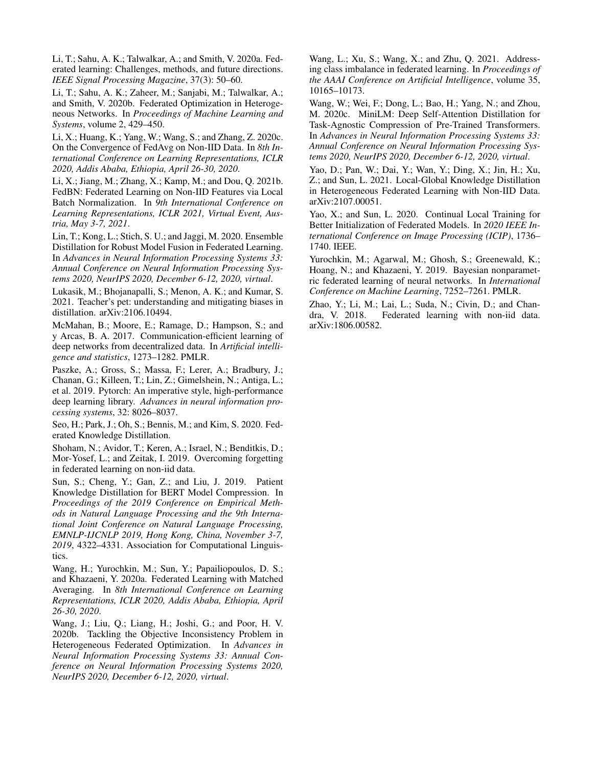Li, T.; Sahu, A. K.; Talwalkar, A.; and Smith, V. 2020a. Federated learning: Challenges, methods, and future directions. *IEEE Signal Processing Magazine*, 37(3): 50–60.

Li, T.; Sahu, A. K.; Zaheer, M.; Sanjabi, M.; Talwalkar, A.; and Smith, V. 2020b. Federated Optimization in Heterogeneous Networks. In *Proceedings of Machine Learning and Systems*, volume 2, 429–450.

Li, X.; Huang, K.; Yang, W.; Wang, S.; and Zhang, Z. 2020c. On the Convergence of FedAvg on Non-IID Data. In *8th International Conference on Learning Representations, ICLR 2020, Addis Ababa, Ethiopia, April 26-30, 2020*.

Li, X.; Jiang, M.; Zhang, X.; Kamp, M.; and Dou, Q. 2021b. FedBN: Federated Learning on Non-IID Features via Local Batch Normalization. In *9th International Conference on Learning Representations, ICLR 2021, Virtual Event, Austria, May 3-7, 2021*.

Lin, T.; Kong, L.; Stich, S. U.; and Jaggi, M. 2020. Ensemble Distillation for Robust Model Fusion in Federated Learning. In *Advances in Neural Information Processing Systems 33: Annual Conference on Neural Information Processing Systems 2020, NeurIPS 2020, December 6-12, 2020, virtual*.

Lukasik, M.; Bhojanapalli, S.; Menon, A. K.; and Kumar, S. 2021. Teacher's pet: understanding and mitigating biases in distillation. arXiv:2106.10494.

McMahan, B.; Moore, E.; Ramage, D.; Hampson, S.; and y Arcas, B. A. 2017. Communication-efficient learning of deep networks from decentralized data. In *Artificial intelligence and statistics*, 1273–1282. PMLR.

Paszke, A.; Gross, S.; Massa, F.; Lerer, A.; Bradbury, J.; Chanan, G.; Killeen, T.; Lin, Z.; Gimelshein, N.; Antiga, L.; et al. 2019. Pytorch: An imperative style, high-performance deep learning library. *Advances in neural information processing systems*, 32: 8026–8037.

Seo, H.; Park, J.; Oh, S.; Bennis, M.; and Kim, S. 2020. Federated Knowledge Distillation.

Shoham, N.; Avidor, T.; Keren, A.; Israel, N.; Benditkis, D.; Mor-Yosef, L.; and Zeitak, I. 2019. Overcoming forgetting in federated learning on non-iid data.

Sun, S.; Cheng, Y.; Gan, Z.; and Liu, J. 2019. Patient Knowledge Distillation for BERT Model Compression. In *Proceedings of the 2019 Conference on Empirical Methods in Natural Language Processing and the 9th International Joint Conference on Natural Language Processing, EMNLP-IJCNLP 2019, Hong Kong, China, November 3-7, 2019*, 4322–4331. Association for Computational Linguistics.

Wang, H.; Yurochkin, M.; Sun, Y.; Papailiopoulos, D. S.; and Khazaeni, Y. 2020a. Federated Learning with Matched Averaging. In *8th International Conference on Learning Representations, ICLR 2020, Addis Ababa, Ethiopia, April 26-30, 2020*.

Wang, J.; Liu, Q.; Liang, H.; Joshi, G.; and Poor, H. V. 2020b. Tackling the Objective Inconsistency Problem in Heterogeneous Federated Optimization. In *Advances in Neural Information Processing Systems 33: Annual Conference on Neural Information Processing Systems 2020, NeurIPS 2020, December 6-12, 2020, virtual*.

Wang, L.; Xu, S.; Wang, X.; and Zhu, Q. 2021. Addressing class imbalance in federated learning. In *Proceedings of the AAAI Conference on Artificial Intelligence*, volume 35, 10165–10173.

Wang, W.; Wei, F.; Dong, L.; Bao, H.; Yang, N.; and Zhou, M. 2020c. MiniLM: Deep Self-Attention Distillation for Task-Agnostic Compression of Pre-Trained Transformers. In *Advances in Neural Information Processing Systems 33: Annual Conference on Neural Information Processing Systems 2020, NeurIPS 2020, December 6-12, 2020, virtual*.

Yao, D.; Pan, W.; Dai, Y.; Wan, Y.; Ding, X.; Jin, H.; Xu, Z.; and Sun, L. 2021. Local-Global Knowledge Distillation in Heterogeneous Federated Learning with Non-IID Data. arXiv:2107.00051.

Yao, X.; and Sun, L. 2020. Continual Local Training for Better Initialization of Federated Models. In *2020 IEEE International Conference on Image Processing (ICIP)*, 1736–1740. IEEE.

Yurochkin, M.; Agarwal, M.; Ghosh, S.; Greenewald, K.; Hoang, N.; and Khazaeni, Y. 2019. Bayesian nonparametric federated learning of neural networks. In *International Conference on Machine Learning*, 7252–7261. PMLR.

Zhao, Y.; Li, M.; Lai, L.; Suda, N.; Civin, D.; and Chandra, V. 2018. Federated learning with non-iid data. arXiv:1806.00582.